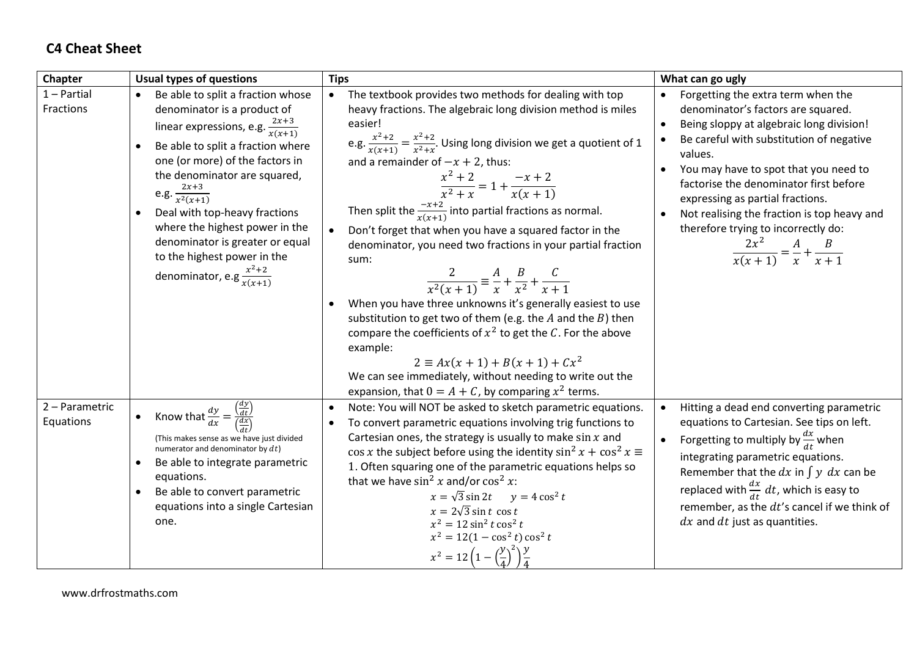# C4 Cheat Sheet

| Chapter | Usual types of questions | Tips | What can go ugly |
|---|---|---|---|
| 1 – Partial Fractions | • Be able to split a fraction whose denominator is a product of linear expressions, e.g. $\frac{2x+3}{x(x+1)}$<br>• Be able to split a fraction where one (or more) of the factors in the denominator are squared, e.g. $\frac{2x+3}{x^2(x+1)}$<br>• Deal with top-heavy fractions where the highest power in the denominator is greater or equal to the highest power in the denominator, e.g $\frac{x^2+2}{x(x+1)}$ | • The textbook provides two methods for dealing with top heavy fractions. The algebraic long division method is miles easier!<br>e.g. $\frac{x^2+2}{x(x+1)} = \frac{x^2+2}{x^2+x}$. Using long division we get a quotient of 1 and a remainder of $-x+2$, thus: $$\frac{x^2+2}{x^2+x} = 1 + \frac{-x+2}{x(x+1)}$$ Then split the $\frac{-x+2}{x(x+1)}$ into partial fractions as normal.<br>• Don't forget that when you have a squared factor in the denominator, you need two fractions in your partial fraction sum: $$\frac{2}{x^2(x+1)} \equiv \frac{A}{x} + \frac{B}{x^2} + \frac{C}{x+1}$$<br>• When you have three unknowns it's generally easiest to use substitution to get two of them (e.g. the $A$ and the $B$) then compare the coefficients of $x^2$ to get the $C$. For the above example: $$2 \equiv Ax(x+1) + B(x+1) + Cx^2$$ We can see immediately, without needing to write out the expansion, that $0 = A + C$, by comparing $x^2$ terms. | • Forgetting the extra term when the denominator's factors are squared.<br>• Being sloppy at algebraic long division!<br>• Be careful with substitution of negative values.<br>• You may have to spot that you need to factorise the denominator first before expressing as partial fractions.<br>• Not realising the fraction is top heavy and therefore trying to incorrectly do: $$\frac{2x^2}{x(x+1)} = \frac{A}{x} + \frac{B}{x+1}$$ |
| 2 – Parametric Equations | • Know that $\frac{dy}{dx} = \frac{\left(\frac{dy}{dt}\right)}{\left(\frac{dx}{dt}\right)}$<br>(This makes sense as we have just divided numerator and denominator by $dt$)<br>• Be able to integrate parametric equations.<br>• Be able to convert parametric equations into a single Cartesian one. | • Note: You will NOT be asked to sketch parametric equations.<br>• To convert parametric equations involving trig functions to Cartesian ones, the strategy is usually to make $\sin x$ and $\cos x$ the subject before using the identity $\sin^2 x + \cos^2 x \equiv 1$. Often squaring one of the parametric equations helps so that we have $\sin^2 x$ and/or $\cos^2 x$: $$x = \sqrt{3}\sin 2t \qquad y = 4\cos^2 t$$ $$x = 2\sqrt{3}\sin t \ \cos t$$ $$x^2 = 12\sin^2 t \cos^2 t$$ $$x^2 = 12(1-\cos^2 t)\cos^2 t$$ $$x^2 = 12\left(1 - \left(\frac{y}{4}\right)^2\right)\frac{y}{4}$$ | • Hitting a dead end converting parametric equations to Cartesian. See tips on left.<br>• Forgetting to multiply by $\frac{dx}{dt}$ when integrating parametric equations. Remember that the $dx$ in $\int y \ dx$ can be replaced with $\frac{dx}{dt}\ dt$, which is easy to remember, as the $dt$'s cancel if we think of $dx$ and $dt$ just as quantities. |

www.drfrostmaths.com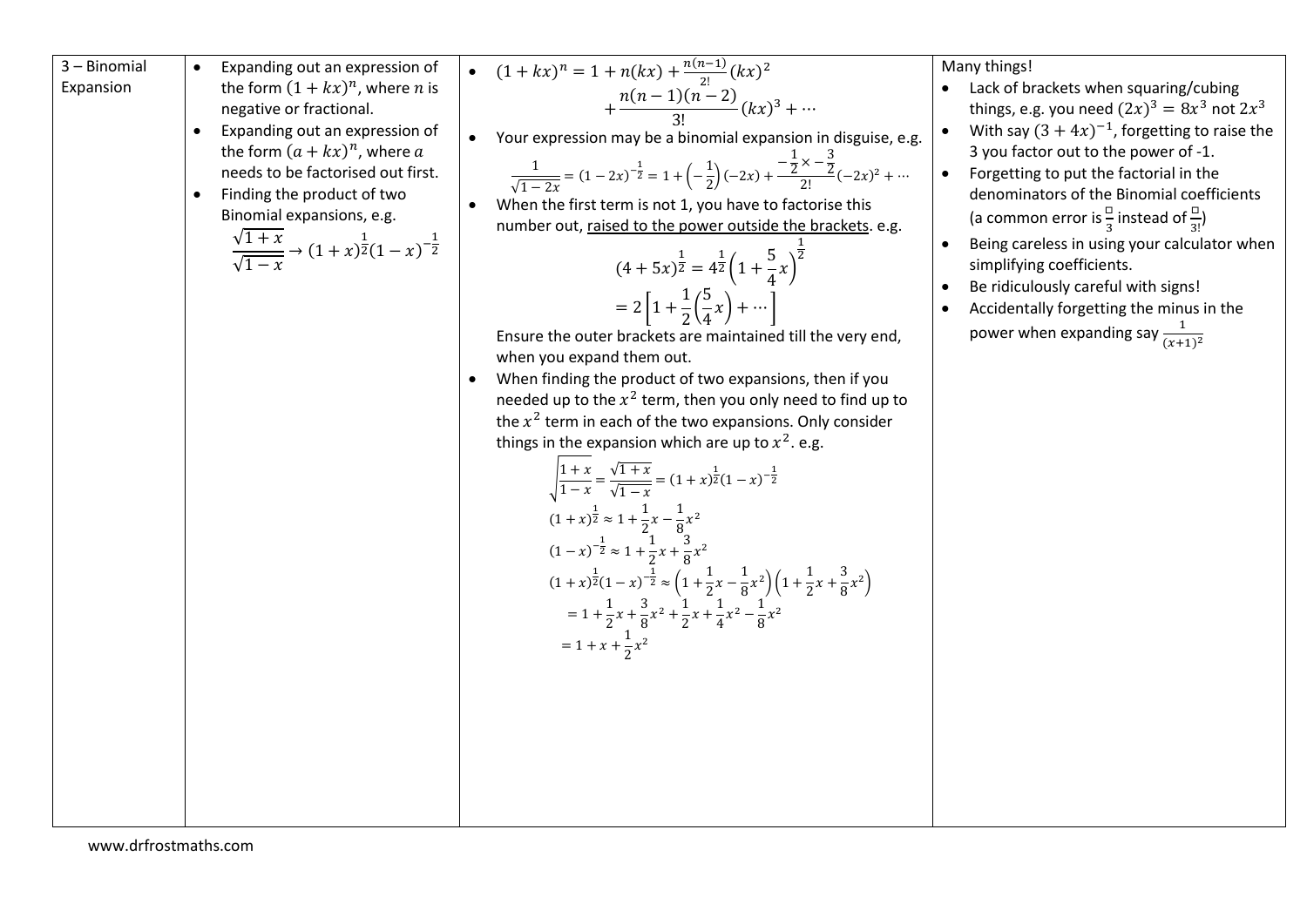| | | | |
|---|---|---|---|
| 3 – Binomial Expansion | • Expanding out an expression of the form $(1+kx)^n$, where $n$ is negative or fractional.<br>• Expanding out an expression of the form $(a+kx)^n$, where $a$ needs to be factorised out first.<br>• Finding the product of two Binomial expansions, e.g. $\frac{\sqrt{1+x}}{\sqrt{1-x}} \rightarrow (1+x)^{\frac{1}{2}}(1-x)^{-\frac{1}{2}}$ | • $(1+kx)^n = 1 + n(kx) + \frac{n(n-1)}{2!}(kx)^2 + \frac{n(n-1)(n-2)}{3!}(kx)^3 + \cdots$<br>• Your expression may be a binomial expansion in disguise, e.g. $\frac{1}{\sqrt{1-2x}} = (1-2x)^{-\frac{1}{2}} = 1 + \left(-\frac{1}{2}\right)(-2x) + \frac{-\frac{1}{2} \times -\frac{3}{2}}{2!}(-2x)^2 + \cdots$<br>• When the first term is not 1, you have to factorise this number out, raised to the power outside the brackets. e.g. $(4+5x)^{\frac{1}{2}} = 4^{\frac{1}{2}}\left(1+\frac{5}{4}x\right)^{\frac{1}{2}} = 2\left[1 + \frac{1}{2}\left(\frac{5}{4}x\right) + \cdots\right]$<br>Ensure the outer brackets are maintained till the very end, when you expand them out.<br>• When finding the product of two expansions, then if you needed up to the $x^2$ term, then you only need to find up to the $x^2$ term in each of the two expansions. Only consider things in the expansion which are up to $x^2$. e.g.<br>$\sqrt{\frac{1+x}{1-x}} = \frac{\sqrt{1+x}}{\sqrt{1-x}} = (1+x)^{\frac{1}{2}}(1-x)^{-\frac{1}{2}}$<br>$(1+x)^{\frac{1}{2}} \approx 1 + \frac{1}{2}x - \frac{1}{8}x^2$<br>$(1-x)^{-\frac{1}{2}} \approx 1 + \frac{1}{2}x + \frac{3}{8}x^2$<br>$(1+x)^{\frac{1}{2}}(1-x)^{-\frac{1}{2}} \approx \left(1+\frac{1}{2}x - \frac{1}{8}x^2\right)\left(1 + \frac{1}{2}x + \frac{3}{8}x^2\right)$<br>$= 1 + \frac{1}{2}x + \frac{3}{8}x^2 + \frac{1}{2}x + \frac{1}{4}x^2 - \frac{1}{8}x^2$<br>$= 1 + x + \frac{1}{2}x^2$ | Many things!<br>• Lack of brackets when squaring/cubing things, e.g. you need $(2x)^3 = 8x^3$ not $2x^3$<br>• With say $(3+4x)^{-1}$, forgetting to raise the 3 you factor out to the power of -1.<br>• Forgetting to put the factorial in the denominators of the Binomial coefficients (a common error is $\frac{\square}{3}$ instead of $\frac{\square}{3!}$)<br>• Being careless in using your calculator when simplifying coefficients.<br>• Be ridiculously careful with signs!<br>• Accidentally forgetting the minus in the power when expanding say $\frac{1}{(x+1)^2}$ |

www.drfrostmaths.com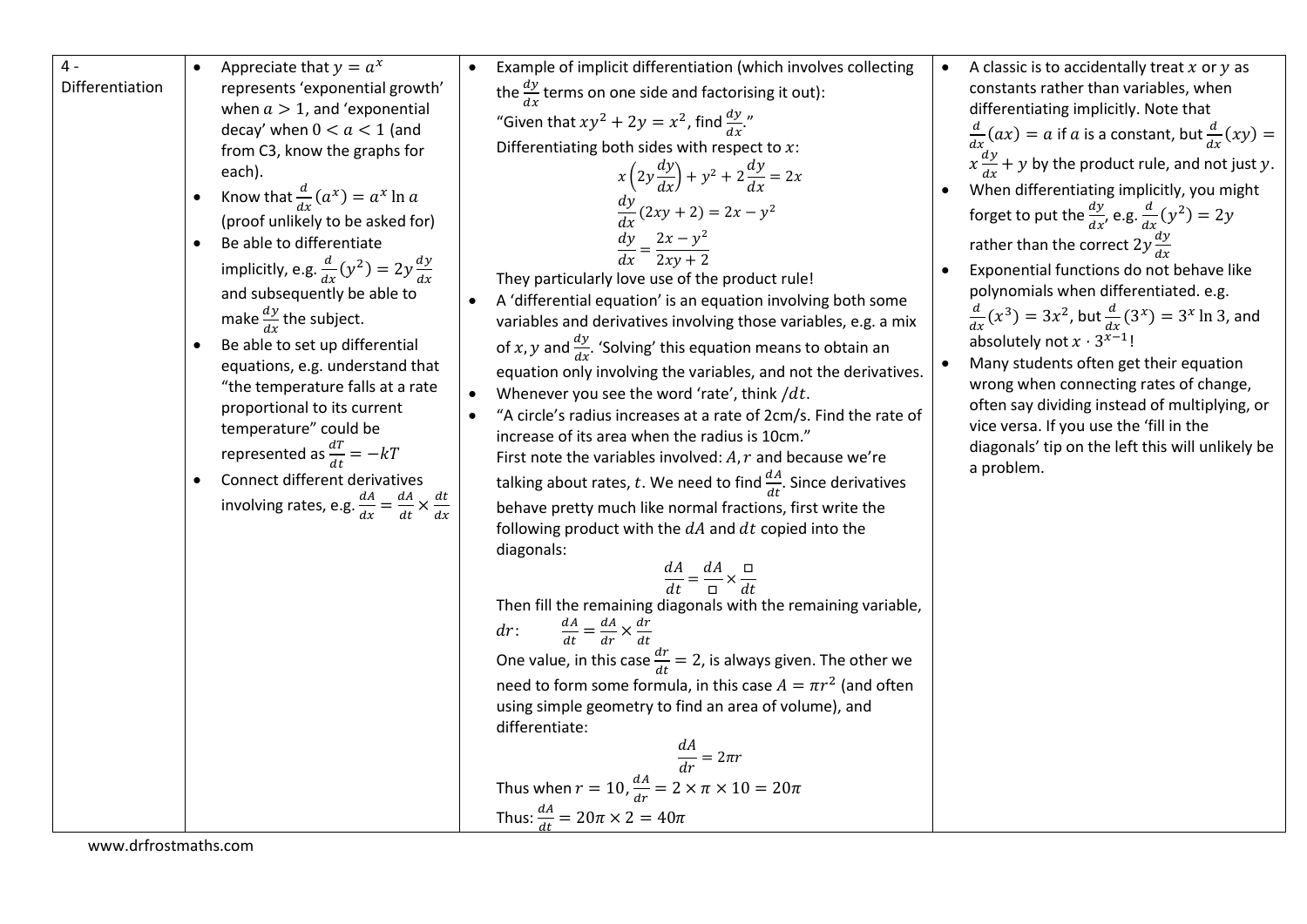| 4 - Differentiation | • Appreciate that $y = a^x$ represents 'exponential growth' when $a > 1$, and 'exponential decay' when $0 < a < 1$ (and from C3, know the graphs for each).<br>• Know that $\frac{d}{dx}(a^x) = a^x \ln a$ (proof unlikely to be asked for)<br>• Be able to differentiate implicitly, e.g. $\frac{d}{dx}(y^2) = 2y\frac{dy}{dx}$ and subsequently be able to make $\frac{dy}{dx}$ the subject.<br>• Be able to set up differential equations, e.g. understand that "the temperature falls at a rate proportional to its current temperature" could be represented as $\frac{dT}{dt} = -kT$<br>• Connect different derivatives involving rates, e.g. $\frac{dA}{dx} = \frac{dA}{dt} \times \frac{dt}{dx}$ | • Example of implicit differentiation (which involves collecting the $\frac{dy}{dx}$ terms on one side and factorising it out):<br>"Given that $xy^2 + 2y = x^2$, find $\frac{dy}{dx}$."<br>Differentiating both sides with respect to $x$:<br>$$x\left(2y\frac{dy}{dx}\right) + y^2 + 2\frac{dy}{dx} = 2x$$ $$\frac{dy}{dx}(2xy + 2) = 2x - y^2$$ $$\frac{dy}{dx} = \frac{2x - y^2}{2xy + 2}$$ They particularly love use of the product rule!<br>• A 'differential equation' is an equation involving both some variables and derivatives involving those variables, e.g. a mix of $x, y$ and $\frac{dy}{dx}$. 'Solving' this equation means to obtain an equation only involving the variables, and not the derivatives.<br>• Whenever you see the word 'rate', think $/dt$.<br>• "A circle's radius increases at a rate of 2cm/s. Find the rate of increase of its area when the radius is 10cm."<br>First note the variables involved: $A, r$ and because we're talking about rates, $t$. We need to find $\frac{dA}{dt}$. Since derivatives behave pretty much like normal fractions, first write the following product with the $dA$ and $dt$ copied into the diagonals:<br>$$\frac{dA}{dt} = \frac{dA}{\square} \times \frac{\square}{dt}$$ Then fill the remaining diagonals with the remaining variable, $dr$: $\frac{dA}{dt} = \frac{dA}{dr} \times \frac{dr}{dt}$<br>One value, in this case $\frac{dr}{dt} = 2$, is always given. The other we need to form some formula, in this case $A = \pi r^2$ (and often using simple geometry to find an area of volume), and differentiate:<br>$$\frac{dA}{dr} = 2\pi r$$ Thus when $r = 10$, $\frac{dA}{dr} = 2 \times \pi \times 10 = 20\pi$<br>Thus: $\frac{dA}{dt} = 20\pi \times 2 = 40\pi$ | • A classic is to accidentally treat $x$ or $y$ as constants rather than variables, when differentiating implicitly. Note that $\frac{d}{dx}(ax) = a$ if $a$ is a constant, but $\frac{d}{dx}(xy) = x\frac{dy}{dx} + y$ by the product rule, and not just $y$.<br>• When differentiating implicitly, you might forget to put the $\frac{dy}{dx}$, e.g. $\frac{d}{dx}(y^2) = 2y$ rather than the correct $2y\frac{dy}{dx}$<br>• Exponential functions do not behave like polynomials when differentiated. e.g. $\frac{d}{dx}(x^3) = 3x^2$, but $\frac{d}{dx}(3^x) = 3^x \ln 3$, and absolutely not $x \cdot 3^{x-1}$!<br>• Many students often get their equation wrong when connecting rates of change, often say dividing instead of multiplying, or vice versa. If you use the 'fill in the diagonals' tip on the left this will unlikely be a problem. |
|---|---|---|---|

www.drfrostmaths.com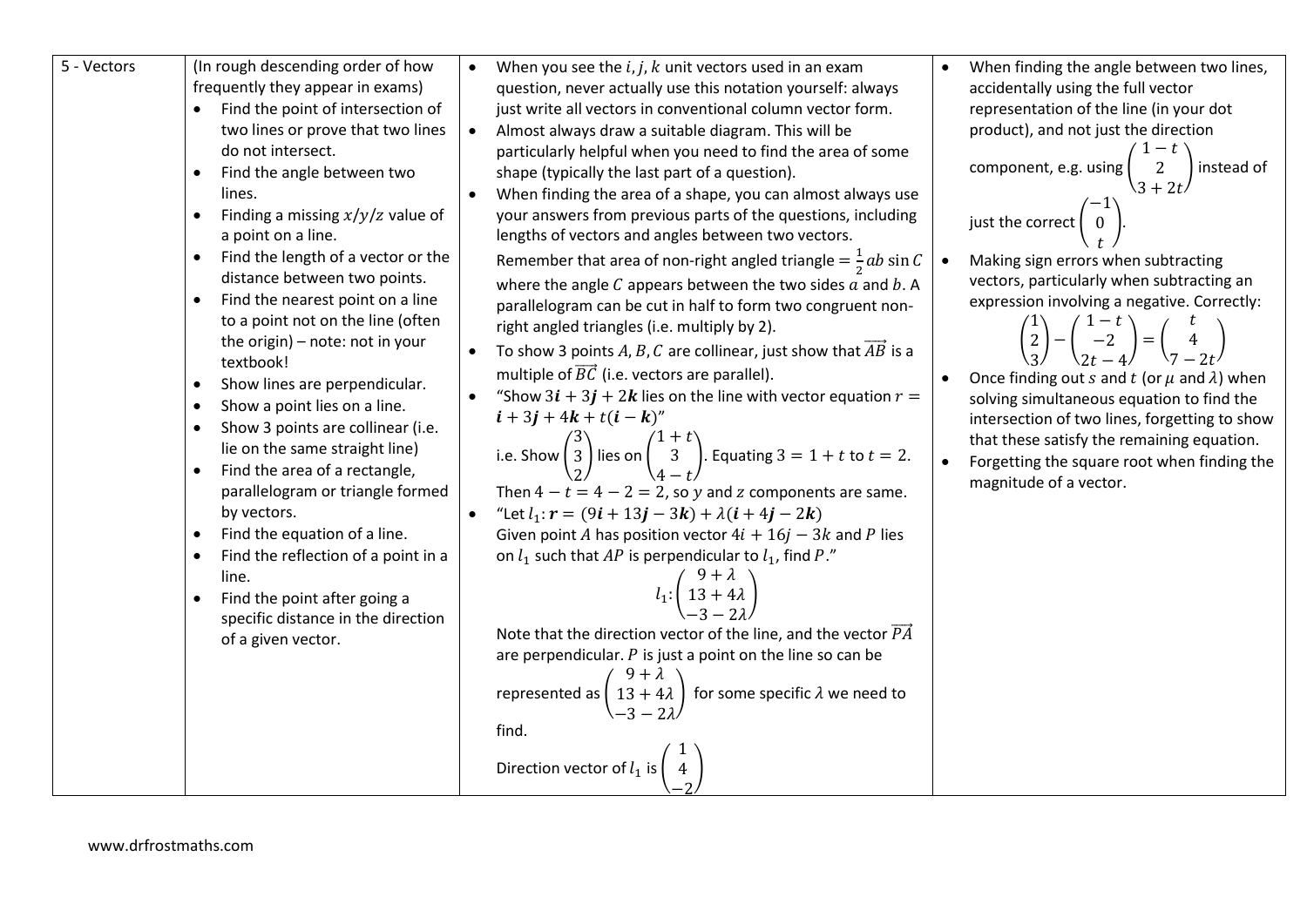| | | | |
|---|---|---|---|
| 5 - Vectors | (In rough descending order of how frequently they appear in exams)<br>• Find the point of intersection of two lines or prove that two lines do not intersect.<br>• Find the angle between two lines.<br>• Finding a missing $x/y/z$ value of a point on a line.<br>• Find the length of a vector or the distance between two points.<br>• Find the nearest point on a line to a point not on the line (often the origin) – note: not in your textbook!<br>• Show lines are perpendicular.<br>• Show a point lies on a line.<br>• Show 3 points are collinear (i.e. lie on the same straight line)<br>• Find the area of a rectangle, parallelogram or triangle formed by vectors.<br>• Find the equation of a line.<br>• Find the reflection of a point in a line.<br>• Find the point after going a specific distance in the direction of a given vector. | • When you see the $i, j, k$ unit vectors used in an exam question, never actually use this notation yourself: always just write all vectors in conventional column vector form.<br>• Almost always draw a suitable diagram. This will be particularly helpful when you need to find the area of some shape (typically the last part of a question).<br>• When finding the area of a shape, you can almost always use your answers from previous parts of the questions, including lengths of vectors and angles between two vectors. Remember that area of non-right angled triangle $= \frac{1}{2}ab\sin C$ where the angle $C$ appears between the two sides $a$ and $b$. A parallelogram can be cut in half to form two congruent non-right angled triangles (i.e. multiply by 2).<br>• To show 3 points $A, B, C$ are collinear, just show that $\overrightarrow{AB}$ is a multiple of $\overrightarrow{BC}$ (i.e. vectors are parallel).<br>• "Show $3\boldsymbol{i} + 3\boldsymbol{j} + 2\boldsymbol{k}$ lies on the line with vector equation $r = \boldsymbol{i} + 3\boldsymbol{j} + 4\boldsymbol{k} + t(\boldsymbol{i} - \boldsymbol{k})$"<br>i.e. Show $\begin{pmatrix}3\\3\\2\end{pmatrix}$ lies on $\begin{pmatrix}1+t\\3\\4-t\end{pmatrix}$. Equating $3 = 1 + t$ to $t = 2$. Then $4 - t = 4 - 2 = 2$, so $y$ and $z$ components are same.<br>• "Let $l_1$: $\boldsymbol{r} = (9\boldsymbol{i} + 13\boldsymbol{j} - 3\boldsymbol{k}) + \lambda(\boldsymbol{i} + 4\boldsymbol{j} - 2\boldsymbol{k})$<br>Given point $A$ has position vector $4i + 16j - 3k$ and $P$ lies on $l_1$ such that $AP$ is perpendicular to $l_1$, find $P$."<br>$$l_1: \begin{pmatrix}9+\lambda\\13+4\lambda\\-3-2\lambda\end{pmatrix}$$<br>Note that the direction vector of the line, and the vector $\overrightarrow{PA}$ are perpendicular. $P$ is just a point on the line so can be represented as $\begin{pmatrix}9+\lambda\\13+4\lambda\\-3-2\lambda\end{pmatrix}$ for some specific $\lambda$ we need to find.<br>Direction vector of $l_1$ is $\begin{pmatrix}1\\4\\-2\end{pmatrix}$ | • When finding the angle between two lines, accidentally using the full vector representation of the line (in your dot product), and not just the direction component, e.g. using $\begin{pmatrix}1-t\\2\\3+2t\end{pmatrix}$ instead of just the correct $\begin{pmatrix}-1\\0\\t\end{pmatrix}$.<br>• Making sign errors when subtracting vectors, particularly when subtracting an expression involving a negative. Correctly: $$\begin{pmatrix}1\\2\\3\end{pmatrix} - \begin{pmatrix}1-t\\-2\\2t-4\end{pmatrix} = \begin{pmatrix}t\\4\\7-2t\end{pmatrix}$$<br>• Once finding out $s$ and $t$ (or $\mu$ and $\lambda$) when solving simultaneous equation to find the intersection of two lines, forgetting to show that these satisfy the remaining equation.<br>• Forgetting the square root when finding the magnitude of a vector. |

www.drfrostmaths.com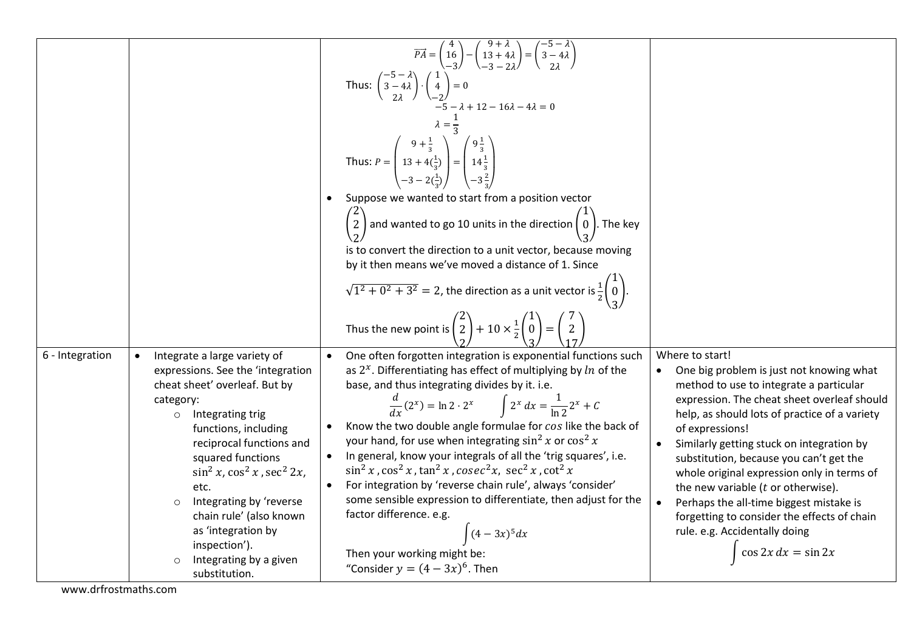| | | | |
|---|---|---|---|
| | | $\overrightarrow{PA} = \begin{pmatrix} 4 \\ 16 \\ -3 \end{pmatrix} - \begin{pmatrix} 9+\lambda \\ 13+4\lambda \\ -3-2\lambda \end{pmatrix} = \begin{pmatrix} -5-\lambda \\ 3-4\lambda \\ 2\lambda \end{pmatrix}$<br>Thus: $\begin{pmatrix} -5-\lambda \\ 3-4\lambda \\ 2\lambda \end{pmatrix} \cdot \begin{pmatrix} 1 \\ 4 \\ -2 \end{pmatrix} = 0$<br>$-5 - \lambda + 12 - 16\lambda - 4\lambda = 0$<br>$\lambda = \frac{1}{3}$<br>Thus: $P = \begin{pmatrix} 9+\frac{1}{3} \\ 13+4(\frac{1}{3}) \\ -3-2(\frac{1}{3}) \end{pmatrix} = \begin{pmatrix} 9\frac{1}{3} \\ 14\frac{1}{3} \\ -3\frac{2}{3} \end{pmatrix}$<br>• Suppose we wanted to start from a position vector $\begin{pmatrix} 2 \\ 2 \\ 2 \end{pmatrix}$ and wanted to go 10 units in the direction $\begin{pmatrix} 1 \\ 0 \\ 3 \end{pmatrix}$. The key is to convert the direction to a unit vector, because moving by it then means we've moved a distance of 1. Since $\sqrt{1^2+0^2+3^2} = 2$, the direction as a unit vector is $\frac{1}{2}\begin{pmatrix} 1 \\ 0 \\ 3 \end{pmatrix}$.<br>Thus the new point is $\begin{pmatrix} 2 \\ 2 \\ 2 \end{pmatrix} + 10 \times \frac{1}{2}\begin{pmatrix} 1 \\ 0 \\ 3 \end{pmatrix} = \begin{pmatrix} 7 \\ 2 \\ 17 \end{pmatrix}$ | |
| 6 - Integration | • Integrate a large variety of expressions. See the 'integration cheat sheet' overleaf. But by category:<br>  ○ Integrating trig functions, including reciprocal functions and squared functions $\sin^2 x, \cos^2 x, \sec^2 2x$, etc.<br>  ○ Integrating by 'reverse chain rule' (also known as 'integration by inspection').<br>  ○ Integrating by a given substitution. | • One often forgotten integration is exponential functions such as $2^x$. Differentiating has effect of multiplying by $ln$ of the base, and thus integrating divides by it. i.e.<br>$\frac{d}{dx}(2^x) = \ln 2 \cdot 2^x \qquad \int 2^x \, dx = \frac{1}{\ln 2} 2^x + C$<br>• Know the two double angle formulae for $cos$ like the back of your hand, for use when integrating $\sin^2 x$ or $\cos^2 x$<br>• In general, know your integrals of all the 'trig squares', i.e. $\sin^2 x, \cos^2 x, \tan^2 x, cosec^2 x, \sec^2 x, \cot^2 x$<br>• For integration by 'reverse chain rule', always 'consider' some sensible expression to differentiate, then adjust for the factor difference. e.g.<br>$\int (4-3x)^5 dx$<br>Then your working might be:<br>"Consider $y = (4-3x)^6$. Then | Where to start!<br>• One big problem is just not knowing what method to use to integrate a particular expression. The cheat sheet overleaf should help, as should lots of practice of a variety of expressions!<br>• Similarly getting stuck on integration by substitution, because you can't get the whole original expression only in terms of the new variable ($t$ or otherwise).<br>• Perhaps the all-time biggest mistake is forgetting to consider the effects of chain rule. e.g. Accidentally doing<br>$\int \cos 2x \, dx = \sin 2x$ |

www.drfrostmaths.com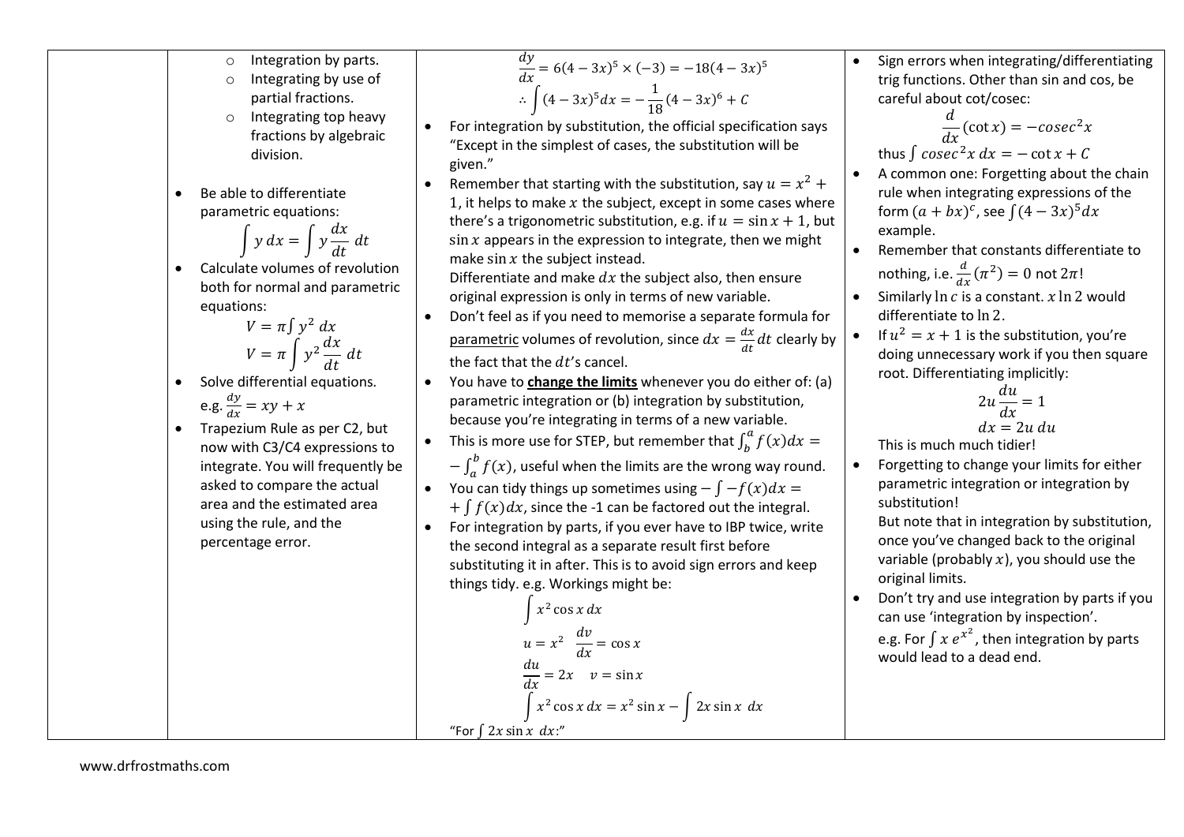| | | | |
|---|---|---|---|
| | ○ Integration by parts.<br>○ Integrating by use of partial fractions.<br>○ Integrating top heavy fractions by algebraic division.<br><br>• Be able to differentiate parametric equations: $$\int y\,dx = \int y\frac{dx}{dt}\,dt$$ • Calculate volumes of revolution both for normal and parametric equations: $$V = \pi\int y^2\,dx$$ $$V = \pi\int y^2\frac{dx}{dt}\,dt$$ • Solve differential equations. e.g. $\frac{dy}{dx} = xy + x$<br>• Trapezium Rule as per C2, but now with C3/C4 expressions to integrate. You will frequently be asked to compare the actual area and the estimated area using the rule, and the percentage error. | $$\frac{dy}{dx} = 6(4-3x)^5 \times (-3) = -18(4-3x)^5$$ $$\therefore \int (4-3x)^5 dx = -\frac{1}{18}(4-3x)^6 + C$$ • For integration by substitution, the official specification says "Except in the simplest of cases, the substitution will be given."<br>• Remember that starting with the substitution, say $u = x^2 + 1$, it helps to make $x$ the subject, except in some cases where there's a trigonometric substitution, e.g. if $u = \sin x + 1$, but $\sin x$ appears in the expression to integrate, then we might make $\sin x$ the subject instead.<br>Differentiate and make $dx$ the subject also, then ensure original expression is only in terms of new variable.<br>• Don't feel as if you need to memorise a separate formula for parametric volumes of revolution, since $dx = \frac{dx}{dt}dt$ clearly by the fact that the $dt$'s cancel.<br>• You have to **change the limits** whenever you do either of: (a) parametric integration or (b) integration by substitution, because you're integrating in terms of a new variable.<br>• This is more use for STEP, but remember that $\int_b^a f(x)dx = -\int_a^b f(x)$, useful when the limits are the wrong way round.<br>• You can tidy things up sometimes using $-\int -f(x)dx = +\int f(x)dx$, since the -1 can be factored out the integral.<br>• For integration by parts, if you ever have to IBP twice, write the second integral as a separate result first before substituting it in after. This is to avoid sign errors and keep things tidy. e.g. Workings might be: $$\int x^2\cos x\,dx$$ $$u = x^2 \quad \frac{dv}{dx} = \cos x$$ $$\frac{du}{dx} = 2x \quad v = \sin x$$ $$\int x^2\cos x\,dx = x^2\sin x - \int 2x\sin x\,dx$$ "For $\int 2x\sin x\,dx$:" | • Sign errors when integrating/differentiating trig functions. Other than sin and cos, be careful about cot/cosec: $$\frac{d}{dx}(\cot x) = -cosec^2 x$$ thus $\int cosec^2 x\,dx = -\cot x + C$<br>• A common one: Forgetting about the chain rule when integrating expressions of the form $(a+bx)^c$, see $\int (4-3x)^5 dx$ example.<br>• Remember that constants differentiate to nothing, i.e. $\frac{d}{dx}(\pi^2) = 0$ not $2\pi$!<br>• Similarly $\ln c$ is a constant. $x\ln 2$ would differentiate to $\ln 2$.<br>• If $u^2 = x + 1$ is the substitution, you're doing unnecessary work if you then square root. Differentiating implicitly: $$2u\frac{du}{dx} = 1$$ $$dx = 2u\,du$$ This is much much tidier!<br>• Forgetting to change your limits for either parametric integration or integration by substitution!<br>But note that in integration by substitution, once you've changed back to the original variable (probably $x$), you should use the original limits.<br>• Don't try and use integration by parts if you can use 'integration by inspection'.<br>e.g. For $\int x\,e^{x^2}$, then integration by parts would lead to a dead end. |

www.drfrostmaths.com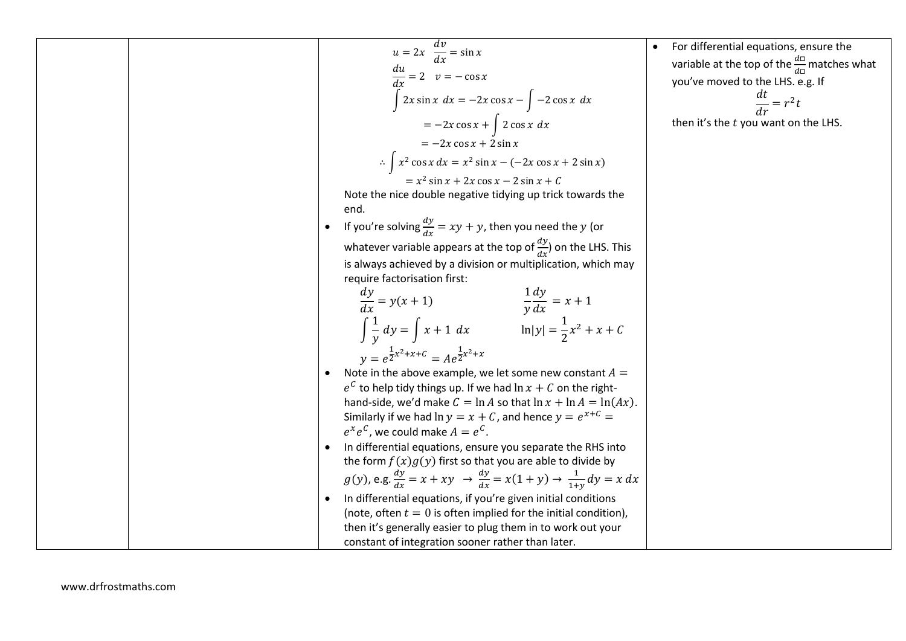| | | $u = 2x \quad \frac{dv}{dx} = \sin x$<br>$\frac{du}{dx} = 2 \quad v = -\cos x$<br>$\int 2x \sin x \, dx = -2x\cos x - \int -2\cos x \, dx$<br>$= -2x\cos x + \int 2\cos x \, dx$<br>$= -2x\cos x + 2\sin x$<br>$\therefore \int x^2 \cos x \, dx = x^2 \sin x - (-2x\cos x + 2\sin x)$<br>$= x^2 \sin x + 2x\cos x - 2\sin x + C$<br>Note the nice double negative tidying up trick towards the end.<br>• If you're solving $\frac{dy}{dx} = xy + y$, then you need the $y$ (or whatever variable appears at the top of $\frac{dy}{dx}$) on the LHS. This is always achieved by a division or multiplication, which may require factorisation first:<br>$\frac{dy}{dx} = y(x+1) \qquad \frac{1}{y}\frac{dy}{dx} = x + 1$<br>$\int \frac{1}{y} \, dy = \int x + 1 \, dx \qquad \ln\|y\| = \frac{1}{2}x^2 + x + C$<br>$y = e^{\frac{1}{2}x^2 + x + C} = Ae^{\frac{1}{2}x^2 + x}$<br>• Note in the above example, we let some new constant $A = e^C$ to help tidy things up. If we had $\ln x + C$ on the right-hand-side, we'd make $C = \ln A$ so that $\ln x + \ln A = \ln(Ax)$. Similarly if we had $\ln y = x + C$, and hence $y = e^{x+C} = e^x e^C$, we could make $A = e^C$.<br>• In differential equations, ensure you separate the RHS into the form $f(x)g(y)$ first so that you are able to divide by $g(y)$, e.g. $\frac{dy}{dx} = x + xy \ \rightarrow \ \frac{dy}{dx} = x(1+y) \rightarrow \frac{1}{1+y}dy = x \, dx$<br>• In differential equations, if you're given initial conditions (note, often $t = 0$ is often implied for the initial condition), then it's generally easier to plug them in to work out your constant of integration sooner rather than later. | • For differential equations, ensure the variable at the top of the $\frac{d\square}{d\square}$ matches what you've moved to the LHS. e.g. If $\frac{dt}{dr} = r^2 t$ then it's the $t$ you want on the LHS. |
|---|---|---|---|

www.drfrostmaths.com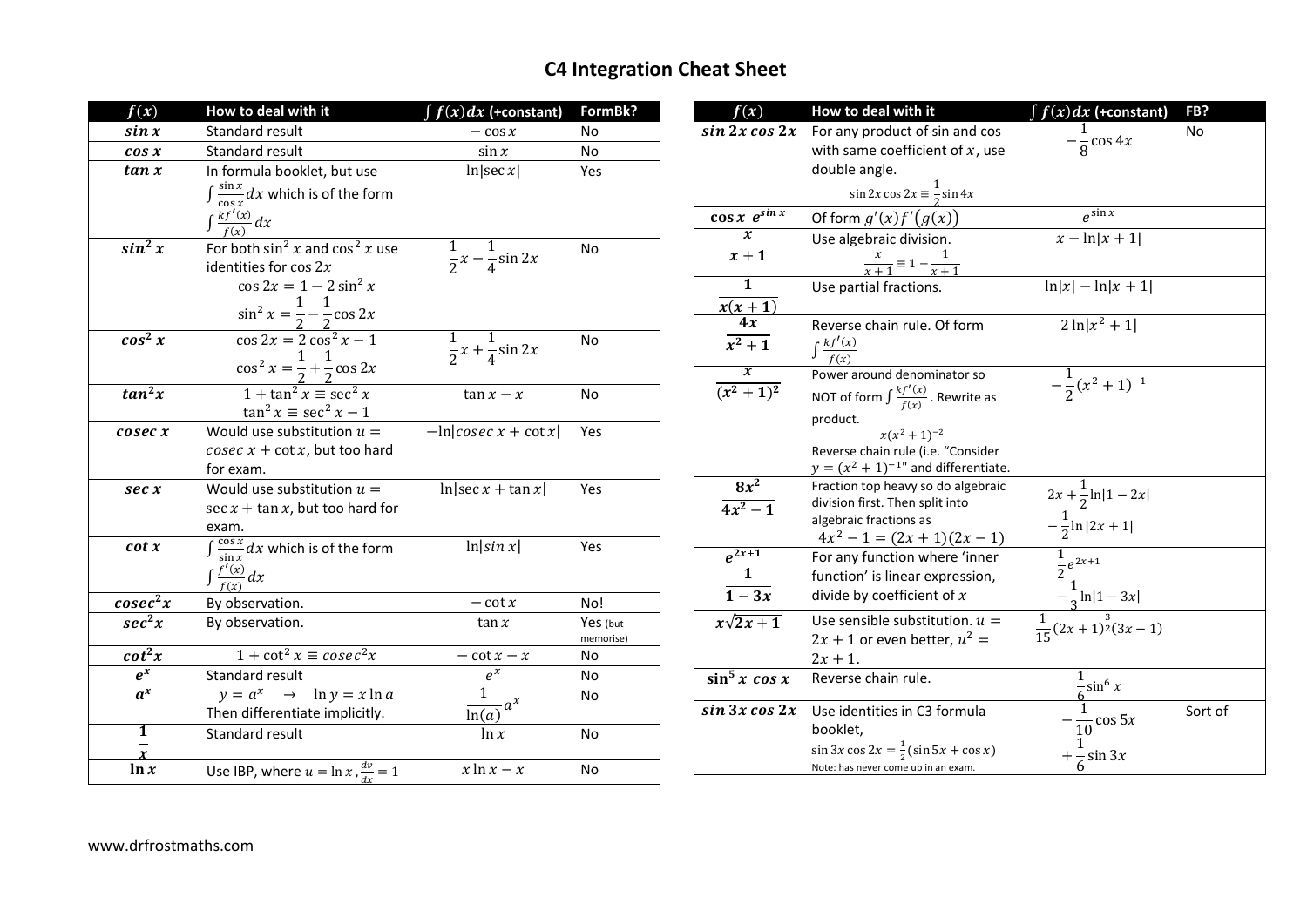# C4 Integration Cheat Sheet

| $f(x)$ | How to deal with it | $\int f(x)dx$ (+constant) | FormBk? |
|---|---|---|---|
| $\sin x$ | Standard result | $-\cos x$ | No |
| $\cos x$ | Standard result | $\sin x$ | No |
| $\tan x$ | In formula booklet, but use $\int \frac{\sin x}{\cos x}dx$ which is of the form $\int \frac{kf'(x)}{f(x)}dx$ | $\ln\lvert\sec x\rvert$ | Yes |
| $\sin^2 x$ | For both $\sin^2 x$ and $\cos^2 x$ use identities for $\cos 2x$ $\cos 2x = 1 - 2\sin^2 x$ $\sin^2 x = \frac{1}{2} - \frac{1}{2}\cos 2x$ | $\frac{1}{2}x - \frac{1}{4}\sin 2x$ | No |
| $\cos^2 x$ | $\cos 2x = 2\cos^2 x - 1$ $\cos^2 x = \frac{1}{2} + \frac{1}{2}\cos 2x$ | $\frac{1}{2}x + \frac{1}{4}\sin 2x$ | No |
| $\tan^2 x$ | $1 + \tan^2 x \equiv \sec^2 x$ $\tan^2 x \equiv \sec^2 x - 1$ | $\tan x - x$ | No |
| $\operatorname{cosec} x$ | Would use substitution $u = \operatorname{cosec} x + \cot x$, but too hard for exam. | $-\ln\lvert\operatorname{cosec} x + \cot x\rvert$ | Yes |
| $\sec x$ | Would use substitution $u = \sec x + \tan x$, but too hard for exam. | $\ln\lvert\sec x + \tan x\rvert$ | Yes |
| $\cot x$ | $\int \frac{\cos x}{\sin x}dx$ which is of the form $\int \frac{f'(x)}{f(x)}dx$ | $\ln\lvert\sin x\rvert$ | Yes |
| $\operatorname{cosec}^2 x$ | By observation. | $-\cot x$ | No! |
| $\sec^2 x$ | By observation. | $\tan x$ | Yes (but memorise) |
| $\cot^2 x$ | $1 + \cot^2 x \equiv \operatorname{cosec}^2 x$ | $-\cot x - x$ | No |
| $e^x$ | Standard result | $e^x$ | No |
| $a^x$ | $y = a^x \rightarrow \ln y = x\ln a$ Then differentiate implicitly. | $\frac{1}{\ln(a)}a^x$ | No |
| $\frac{1}{x}$ | Standard result | $\ln x$ | No |
| $\ln x$ | Use IBP, where $u = \ln x, \frac{dv}{dx} = 1$ | $x\ln x - x$ | No |

| $f(x)$ | How to deal with it | $\int f(x)dx$ (+constant) | FB? |
|---|---|---|---|
| $\sin 2x \cos 2x$ | For any product of sin and cos with same coefficient of $x$, use double angle. $\sin 2x \cos 2x \equiv \frac{1}{2}\sin 4x$ | $-\frac{1}{8}\cos 4x$ | No |
| $\cos x \, e^{\sin x}$ | Of form $g'(x)f'(g(x))$ | $e^{\sin x}$ | |
| $\frac{x}{x+1}$ | Use algebraic division. $\frac{x}{x+1} \equiv 1 - \frac{1}{x+1}$ | $x - \ln\lvert x+1\rvert$ | |
| $\frac{1}{x(x+1)}$ | Use partial fractions. | $\ln\lvert x\rvert - \ln\lvert x+1\rvert$ | |
| $\frac{4x}{x^2+1}$ | Reverse chain rule. Of form $\int \frac{kf'(x)}{f(x)}$ | $2\ln\lvert x^2+1\rvert$ | |
| $\frac{x}{(x^2+1)^2}$ | Power around denominator so NOT of form $\int \frac{kf'(x)}{f(x)}$. Rewrite as product. $x(x^2+1)^{-2}$ Reverse chain rule (i.e. "Consider $y = (x^2+1)^{-1}$" and differentiate. | $-\frac{1}{2}(x^2+1)^{-1}$ | |
| $\frac{8x^2}{4x^2-1}$ | Fraction top heavy so do algebraic division first. Then split into algebraic fractions as $4x^2 - 1 = (2x+1)(2x-1)$ | $2x + \frac{1}{2}\ln\lvert 1-2x\rvert - \frac{1}{2}\ln\lvert 2x+1\rvert$ | |
| $e^{2x+1}$, $\frac{1}{1-3x}$ | For any function where 'inner function' is linear expression, divide by coefficient of $x$ | $\frac{1}{2}e^{2x+1}$, $-\frac{1}{3}\ln\lvert 1-3x\rvert$ | |
| $x\sqrt{2x+1}$ | Use sensible substitution. $u = 2x+1$ or even better, $u^2 = 2x+1$. | $\frac{1}{15}(2x+1)^{\frac{3}{2}}(3x-1)$ | |
| $\sin^5 x \cos x$ | Reverse chain rule. | $\frac{1}{6}\sin^6 x$ | |
| $\sin 3x \cos 2x$ | Use identities in C3 formula booklet, $\sin 3x \cos 2x = \frac{1}{2}(\sin 5x + \cos x)$ Note: has never come up in an exam. | $-\frac{1}{10}\cos 5x + \frac{1}{6}\sin 3x$ | Sort of |

www.drfrostmaths.com